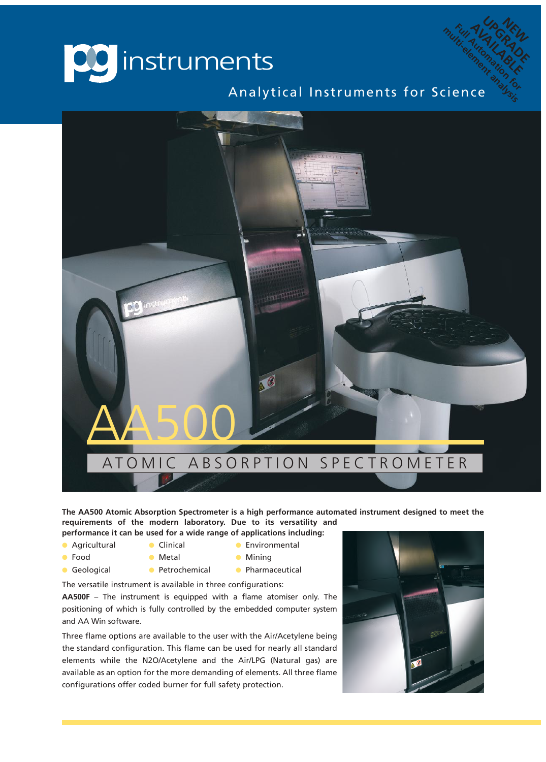# pg instruments

Analytical Instruments for Science

NEW UPGRADE AVAILABLE
Full Automation for multi-element analysis

# AA500

## ATOMIC ABSORPTION SPECTROMETER

**The AA500 Atomic Absorption Spectrometer is a high performance automated instrument designed to meet the requirements of the modern laboratory. Due to its versatility and performance it can be used for a wide range of applications including:**

- Agricultural
- Food
- Geological
- Clinical
- Metal
- Petrochemical
- Environmental
- Mining
- Pharmaceutical

The versatile instrument is available in three configurations:

**AA500F** – The instrument is equipped with a flame atomiser only. The positioning of which is fully controlled by the embedded computer system and AA Win software.

Three flame options are available to the user with the Air/Acetylene being the standard configuration. This flame can be used for nearly all standard elements while the N2O/Acetylene and the Air/LPG (Natural gas) are available as an option for the more demanding of elements. All three flame configurations offer coded burner for full safety protection.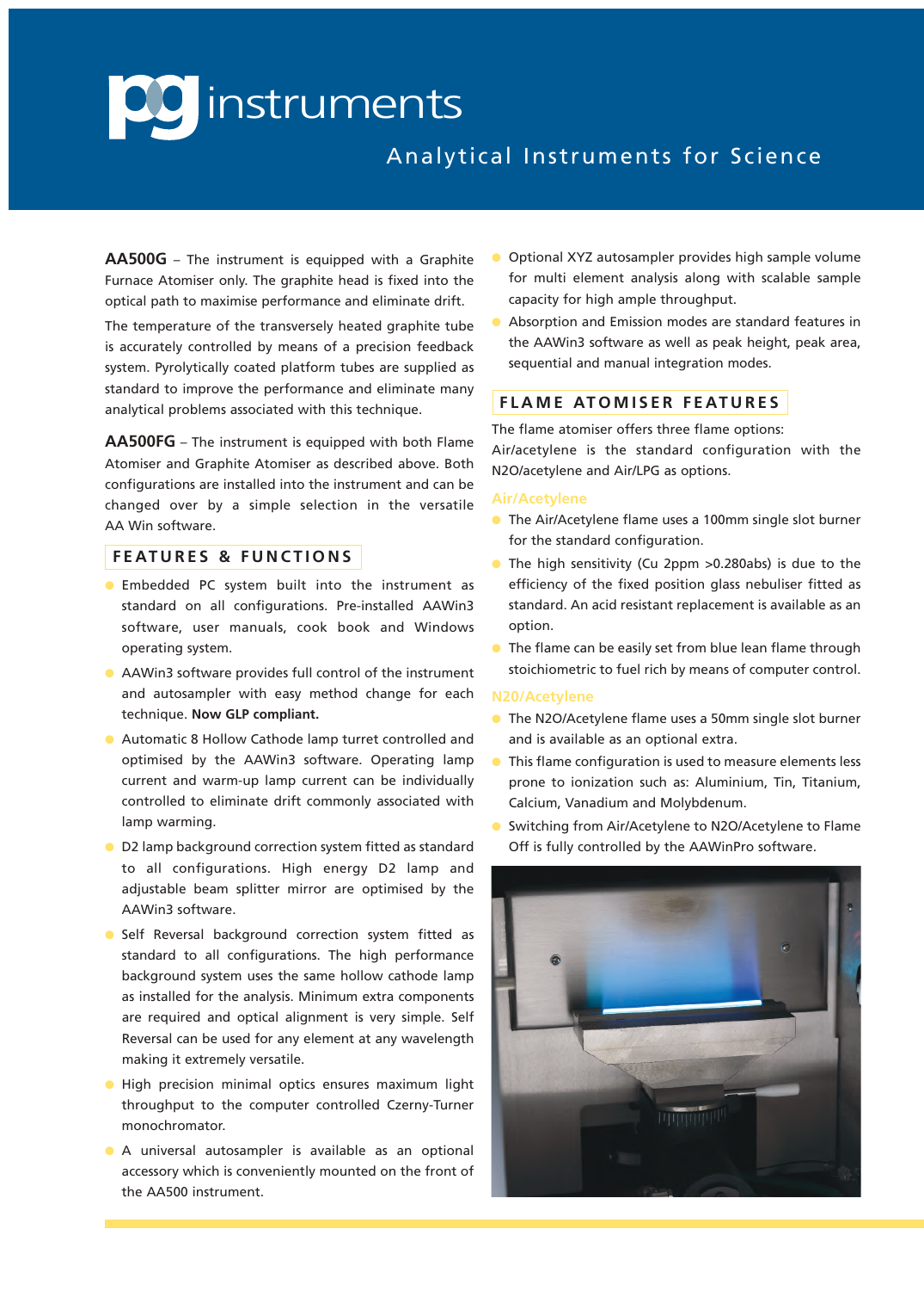# pg instruments

Analytical Instruments for Science

**AA500G** – The instrument is equipped with a Graphite Furnace Atomiser only. The graphite head is fixed into the optical path to maximise performance and eliminate drift.

The temperature of the transversely heated graphite tube is accurately controlled by means of a precision feedback system. Pyrolytically coated platform tubes are supplied as standard to improve the performance and eliminate many analytical problems associated with this technique.

**AA500FG** – The instrument is equipped with both Flame Atomiser and Graphite Atomiser as described above. Both configurations are installed into the instrument and can be changed over by a simple selection in the versatile AA Win software.

## FEATURES & FUNCTIONS

- Embedded PC system built into the instrument as standard on all configurations. Pre-installed AAWin3 software, user manuals, cook book and Windows operating system.
- AAWin3 software provides full control of the instrument and autosampler with easy method change for each technique. **Now GLP compliant.**
- Automatic 8 Hollow Cathode lamp turret controlled and optimised by the AAWin3 software. Operating lamp current and warm-up lamp current can be individually controlled to eliminate drift commonly associated with lamp warming.
- D2 lamp background correction system fitted as standard to all configurations. High energy D2 lamp and adjustable beam splitter mirror are optimised by the AAWin3 software.
- Self Reversal background correction system fitted as standard to all configurations. The high performance background system uses the same hollow cathode lamp as installed for the analysis. Minimum extra components are required and optical alignment is very simple. Self Reversal can be used for any element at any wavelength making it extremely versatile.
- High precision minimal optics ensures maximum light throughput to the computer controlled Czerny-Turner monochromator.
- A universal autosampler is available as an optional accessory which is conveniently mounted on the front of the AA500 instrument.
- Optional XYZ autosampler provides high sample volume for multi element analysis along with scalable sample capacity for high ample throughput.
- Absorption and Emission modes are standard features in the AAWin3 software as well as peak height, peak area, sequential and manual integration modes.

## FLAME ATOMISER FEATURES

The flame atomiser offers three flame options: Air/acetylene is the standard configuration with the N2O/acetylene and Air/LPG as options.

### Air/Acetylene

- The Air/Acetylene flame uses a 100mm single slot burner for the standard configuration.
- The high sensitivity (Cu 2ppm >0.280abs) is due to the efficiency of the fixed position glass nebuliser fitted as standard. An acid resistant replacement is available as an option.
- The flame can be easily set from blue lean flame through stoichiometric to fuel rich by means of computer control.

### N20/Acetylene

- The N2O/Acetylene flame uses a 50mm single slot burner and is available as an optional extra.
- This flame configuration is used to measure elements less prone to ionization such as: Aluminium, Tin, Titanium, Calcium, Vanadium and Molybdenum.
- Switching from Air/Acetylene to N2O/Acetylene to Flame Off is fully controlled by the AAWinPro software.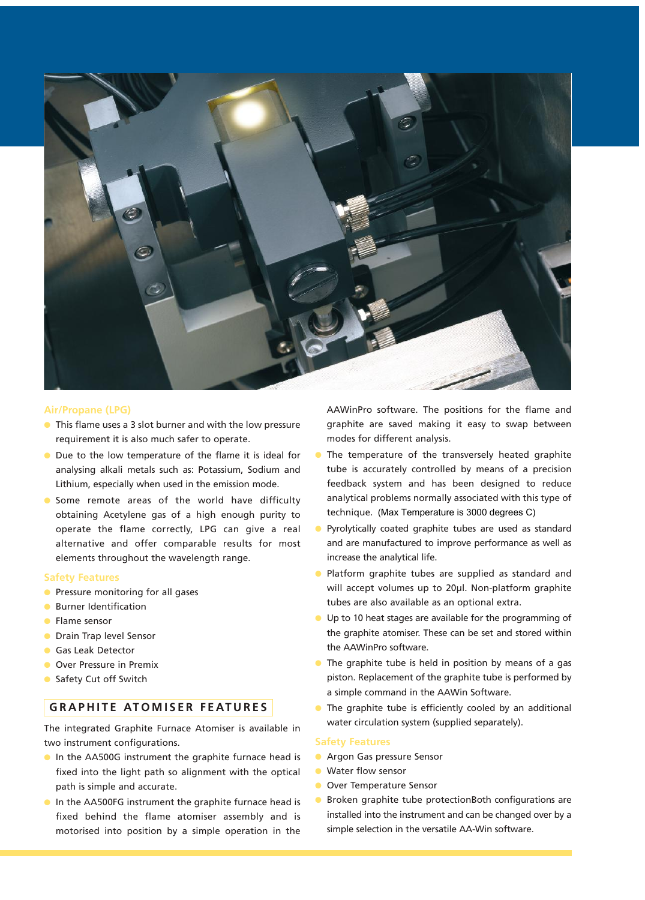### Air/Propane (LPG)

- This flame uses a 3 slot burner and with the low pressure requirement it is also much safer to operate.
- Due to the low temperature of the flame it is ideal for analysing alkali metals such as: Potassium, Sodium and Lithium, especially when used in the emission mode.
- Some remote areas of the world have difficulty obtaining Acetylene gas of a high enough purity to operate the flame correctly, LPG can give a real alternative and offer comparable results for most elements throughout the wavelength range.

### Safety Features

- Pressure monitoring for all gases
- Burner Identification
- Flame sensor
- Drain Trap level Sensor
- Gas Leak Detector
- Over Pressure in Premix
- Safety Cut off Switch

## GRAPHITE ATOMISER FEATURES

The integrated Graphite Furnace Atomiser is available in two instrument configurations.

- In the AA500G instrument the graphite furnace head is fixed into the light path so alignment with the optical path is simple and accurate.
- In the AA500FG instrument the graphite furnace head is fixed behind the flame atomiser assembly and is motorised into position by a simple operation in the AAWinPro software. The positions for the flame and graphite are saved making it easy to swap between modes for different analysis.
- The temperature of the transversely heated graphite tube is accurately controlled by means of a precision feedback system and has been designed to reduce analytical problems normally associated with this type of technique. (Max Temperature is 3000 degrees C)
- Pyrolytically coated graphite tubes are used as standard and are manufactured to improve performance as well as increase the analytical life.
- Platform graphite tubes are supplied as standard and will accept volumes up to 20µl. Non-platform graphite tubes are also available as an optional extra.
- Up to 10 heat stages are available for the programming of the graphite atomiser. These can be set and stored within the AAWinPro software.
- The graphite tube is held in position by means of a gas piston. Replacement of the graphite tube is performed by a simple command in the AAWin Software.
- The graphite tube is efficiently cooled by an additional water circulation system (supplied separately).

### Safety Features

- Argon Gas pressure Sensor
- Water flow sensor
- Over Temperature Sensor
- Broken graphite tube protectionBoth configurations are installed into the instrument and can be changed over by a simple selection in the versatile AA-Win software.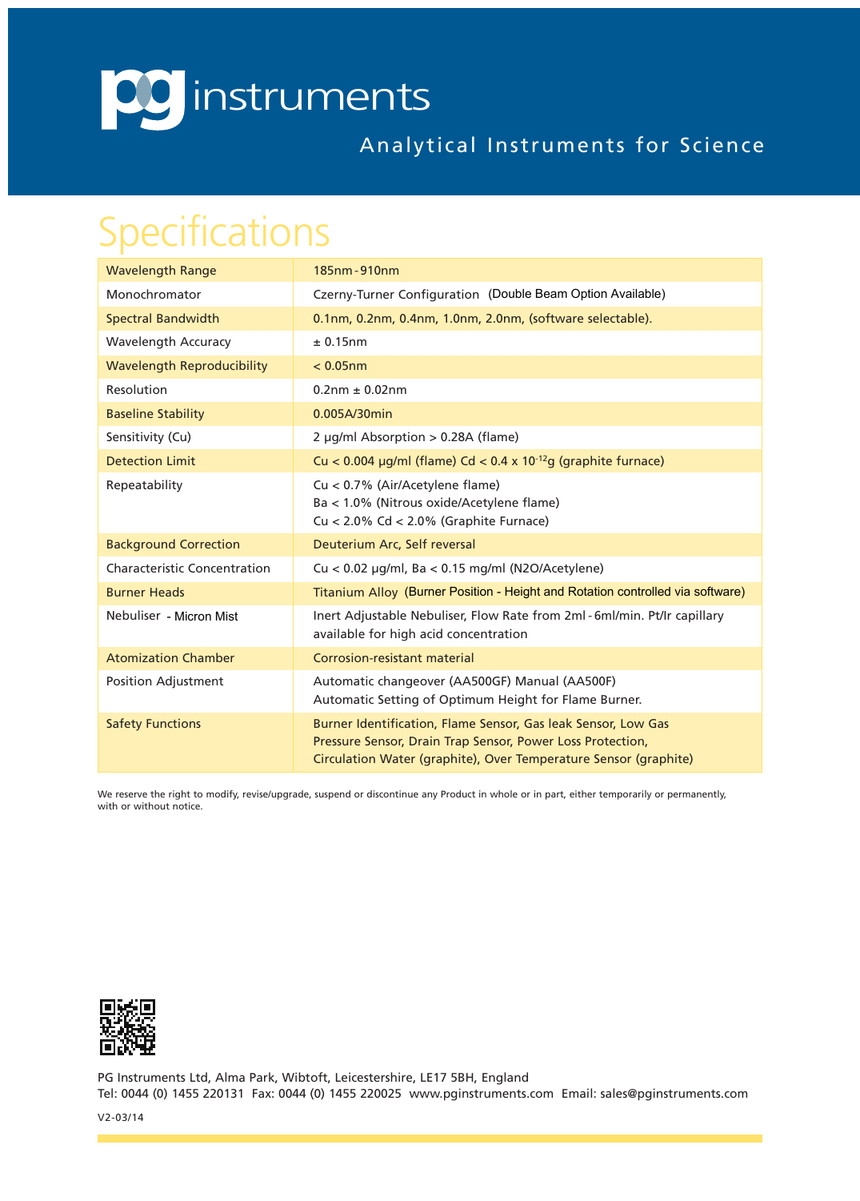pg instruments

Analytical Instruments for Science

# Specifications

| | |
|---|---|
| Wavelength Range | 185nm - 910nm |
| Monochromator | Czerny-Turner Configuration (Double Beam Option Available) |
| Spectral Bandwidth | 0.1nm, 0.2nm, 0.4nm, 1.0nm, 2.0nm, (software selectable). |
| Wavelength Accuracy | ± 0.15nm |
| Wavelength Reproducibility | < 0.05nm |
| Resolution | 0.2nm ± 0.02nm |
| Baseline Stability | 0.005A/30min |
| Sensitivity (Cu) | 2 µg/ml Absorption > 0.28A (flame) |
| Detection Limit | Cu < 0.004 µg/ml (flame) Cd < 0.4 x $10^{-12}$g (graphite furnace) |
| Repeatability | Cu < 0.7% (Air/Acetylene flame)<br>Ba < 1.0% (Nitrous oxide/Acetylene flame)<br>Cu < 2.0% Cd < 2.0% (Graphite Furnace) |
| Background Correction | Deuterium Arc, Self reversal |
| Characteristic Concentration | Cu < 0.02 µg/ml, Ba < 0.15 mg/ml ($N_2O$/Acetylene) |
| Burner Heads | Titanium Alloy (Burner Position - Height and Rotation controlled via software) |
| Nebuliser - Micron Mist | Inert Adjustable Nebuliser, Flow Rate from 2ml - 6ml/min. Pt/Ir capillary available for high acid concentration |
| Atomization Chamber | Corrosion-resistant material |
| Position Adjustment | Automatic changeover (AA500GF) Manual (AA500F)<br>Automatic Setting of Optimum Height for Flame Burner. |
| Safety Functions | Burner Identification, Flame Sensor, Gas leak Sensor, Low Gas Pressure Sensor, Drain Trap Sensor, Power Loss Protection, Circulation Water (graphite), Over Temperature Sensor (graphite) |

We reserve the right to modify, revise/upgrade, suspend or discontinue any Product in whole or in part, either temporarily or permanently, with or without notice.

PG Instruments Ltd, Alma Park, Wibtoft, Leicestershire, LE17 5BH, England
Tel: 0044 (0) 1455 220131 Fax: 0044 (0) 1455 220025 www.pginstruments.com Email: sales@pginstruments.com

V2-03/14